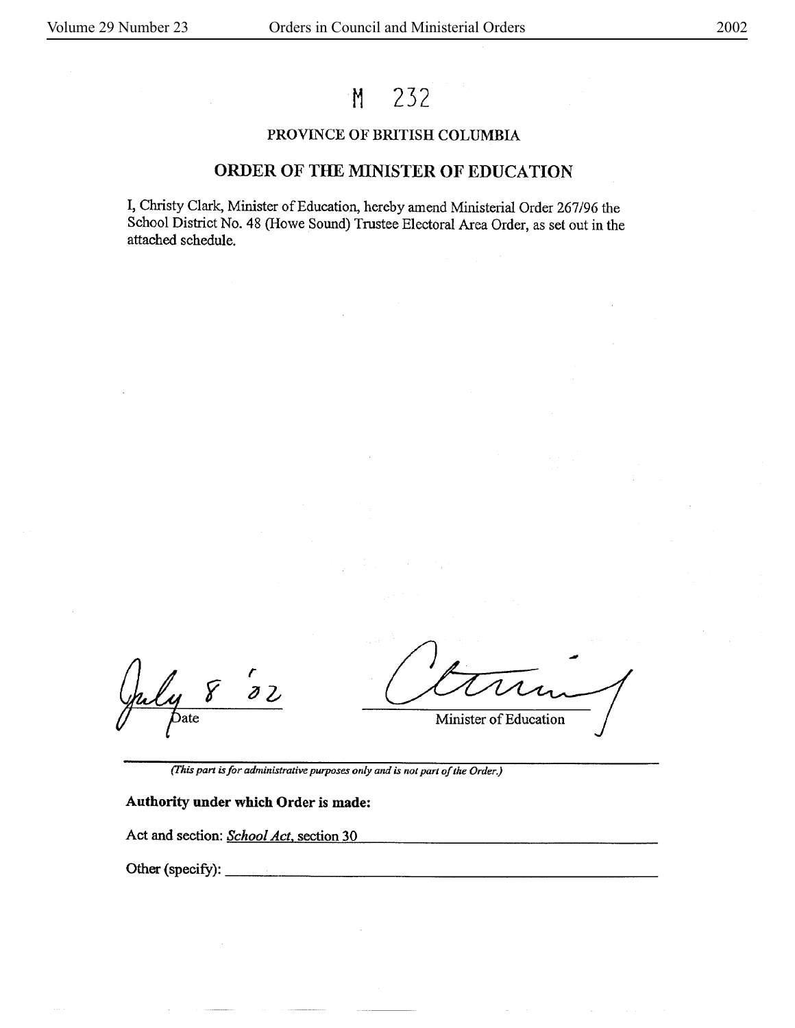# M 232

## PROVINCE OF BRITISH COLUMBIA

## ORDER OF THE MINISTER OF EDUCATION

I, Christy Clark, Minister of Education, hereby amend Ministerial Order 267/96 the School District No. 48 (Howe Sound) Trustee Electoral Area Order, as set out in the attached schedule.

July 8 '02
Date

Minister of Education

---

*(This part is for administrative purposes only and is not part of the Order.)*

**Authority under which Order is made:**

Act and section: *School Act*, section 30

Other (specify):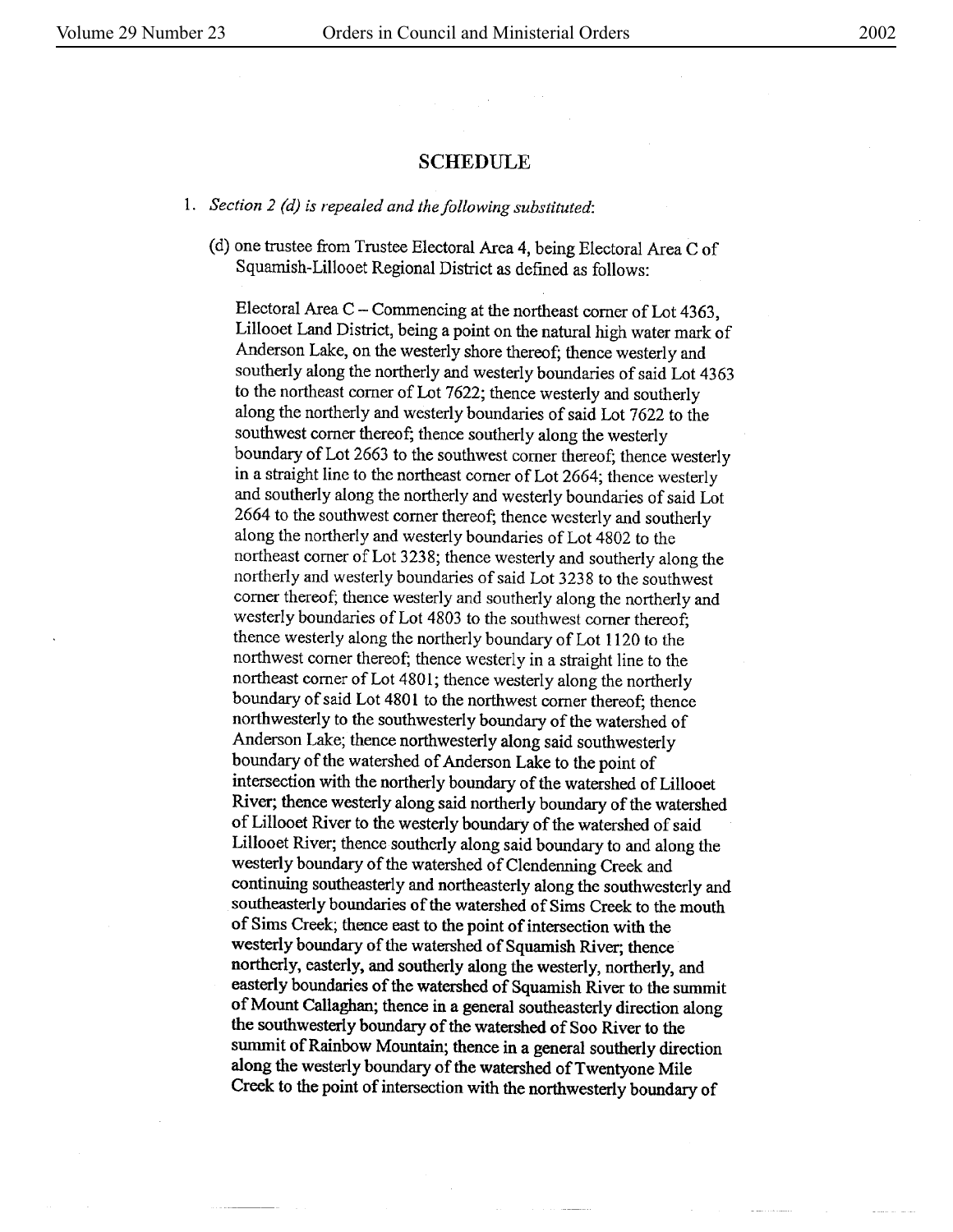## SCHEDULE

1. *Section 2 (d) is repealed and the following substituted:*

   (d) one trustee from Trustee Electoral Area 4, being Electoral Area C of Squamish-Lillooet Regional District as defined as follows:

   Electoral Area C – Commencing at the northeast corner of Lot 4363, Lillooet Land District, being a point on the natural high water mark of Anderson Lake, on the westerly shore thereof; thence westerly and southerly along the northerly and westerly boundaries of said Lot 4363 to the northeast corner of Lot 7622; thence westerly and southerly along the northerly and westerly boundaries of said Lot 7622 to the southwest corner thereof; thence southerly along the westerly boundary of Lot 2663 to the southwest corner thereof; thence westerly in a straight line to the northeast corner of Lot 2664; thence westerly and southerly along the northerly and westerly boundaries of said Lot 2664 to the southwest corner thereof; thence westerly and southerly along the northerly and westerly boundaries of Lot 4802 to the northeast corner of Lot 3238; thence westerly and southerly along the northerly and westerly boundaries of said Lot 3238 to the southwest corner thereof; thence westerly and southerly along the northerly and westerly boundaries of Lot 4803 to the southwest corner thereof; thence westerly along the northerly boundary of Lot 1120 to the northwest corner thereof; thence westerly in a straight line to the northeast corner of Lot 4801; thence westerly along the northerly boundary of said Lot 4801 to the northwest corner thereof; thence northwesterly to the southwesterly boundary of the watershed of Anderson Lake; thence northwesterly along said southwesterly boundary of the watershed of Anderson Lake to the point of intersection with the northerly boundary of the watershed of Lillooet River; thence westerly along said northerly boundary of the watershed of Lillooet River to the westerly boundary of the watershed of said Lillooet River; thence southerly along said boundary to and along the westerly boundary of the watershed of Clendenning Creek and continuing southeasterly and northeasterly along the southwesterly and southeasterly boundaries of the watershed of Sims Creek to the mouth of Sims Creek; thence east to the point of intersection with the westerly boundary of the watershed of Squamish River; thence northerly, easterly, and southerly along the westerly, northerly, and easterly boundaries of the watershed of Squamish River to the summit of Mount Callaghan; thence in a general southeasterly direction along the southwesterly boundary of the watershed of Soo River to the summit of Rainbow Mountain; thence in a general southerly direction along the westerly boundary of the watershed of Twentyone Mile Creek to the point of intersection with the northwesterly boundary of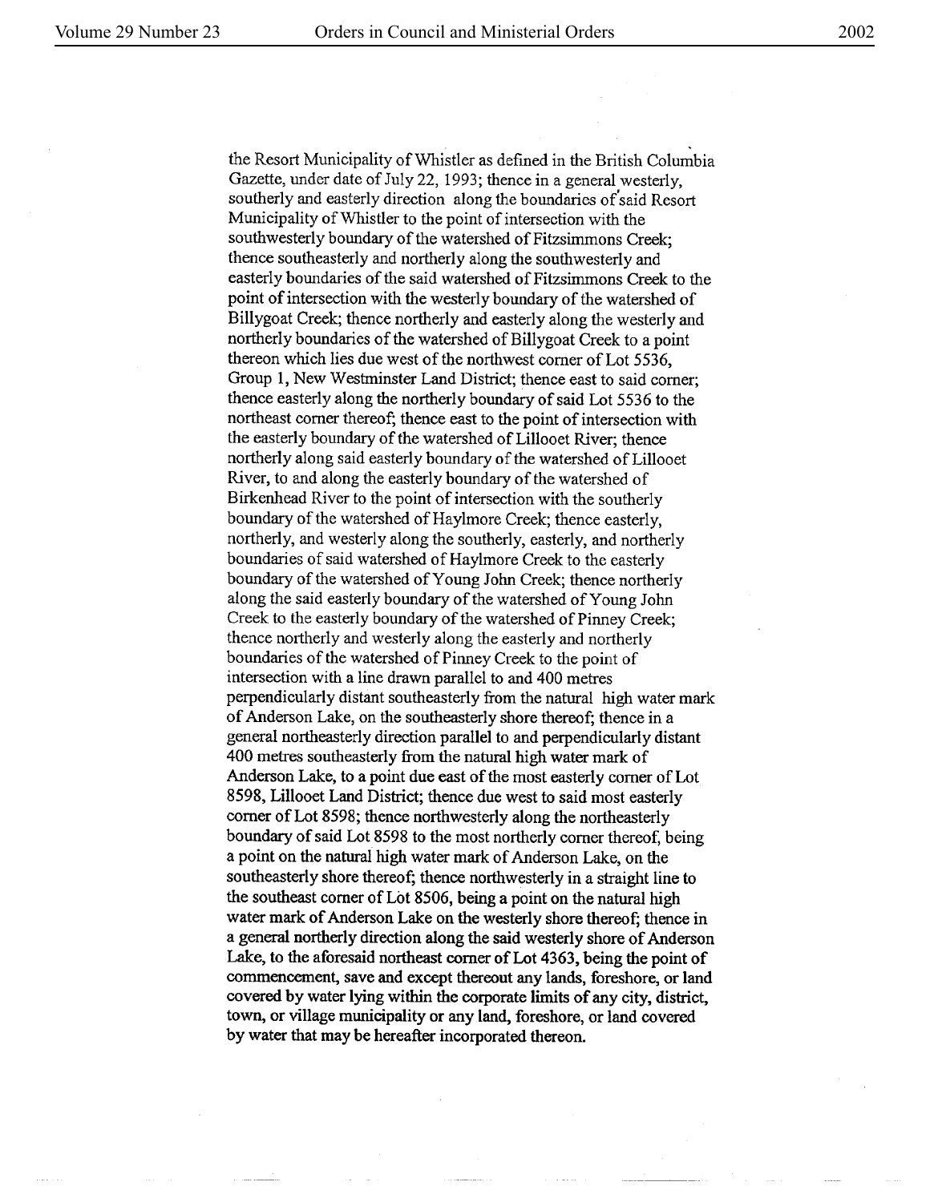the Resort Municipality of Whistler as defined in the British Columbia Gazette, under date of July 22, 1993; thence in a general westerly, southerly and easterly direction along the boundaries of said Resort Municipality of Whistler to the point of intersection with the southwesterly boundary of the watershed of Fitzsimmons Creek; thence southeasterly and northerly along the southwesterly and easterly boundaries of the said watershed of Fitzsimmons Creek to the point of intersection with the westerly boundary of the watershed of Billygoat Creek; thence northerly and easterly along the westerly and northerly boundaries of the watershed of Billygoat Creek to a point thereon which lies due west of the northwest corner of Lot 5536, Group 1, New Westminster Land District; thence east to said corner; thence easterly along the northerly boundary of said Lot 5536 to the northeast corner thereof; thence east to the point of intersection with the easterly boundary of the watershed of Lillooet River; thence northerly along said easterly boundary of the watershed of Lillooet River, to and along the easterly boundary of the watershed of Birkenhead River to the point of intersection with the southerly boundary of the watershed of Haylmore Creek; thence easterly, northerly, and westerly along the southerly, easterly, and northerly boundaries of said watershed of Haylmore Creek to the easterly boundary of the watershed of Young John Creek; thence northerly along the said easterly boundary of the watershed of Young John Creek to the easterly boundary of the watershed of Pinney Creek; thence northerly and westerly along the easterly and northerly boundaries of the watershed of Pinney Creek to the point of intersection with a line drawn parallel to and 400 metres perpendicularly distant southeasterly from the natural high water mark of Anderson Lake, on the southeasterly shore thereof; thence in a general northeasterly direction parallel to and perpendicularly distant 400 metres southeasterly from the natural high water mark of Anderson Lake, to a point due east of the most easterly corner of Lot 8598, Lillooet Land District; thence due west to said most easterly corner of Lot 8598; thence northwesterly along the northeasterly boundary of said Lot 8598 to the most northerly corner thereof, being a point on the natural high water mark of Anderson Lake, on the southeasterly shore thereof; thence northwesterly in a straight line to the southeast corner of Lot 8506, being a point on the natural high water mark of Anderson Lake on the westerly shore thereof; thence in a general northerly direction along the said westerly shore of Anderson Lake, to the aforesaid northeast corner of Lot 4363, being the point of commencement, save and except thereout any lands, foreshore, or land covered by water lying within the corporate limits of any city, district, town, or village municipality or any land, foreshore, or land covered by water that may be hereafter incorporated thereon.